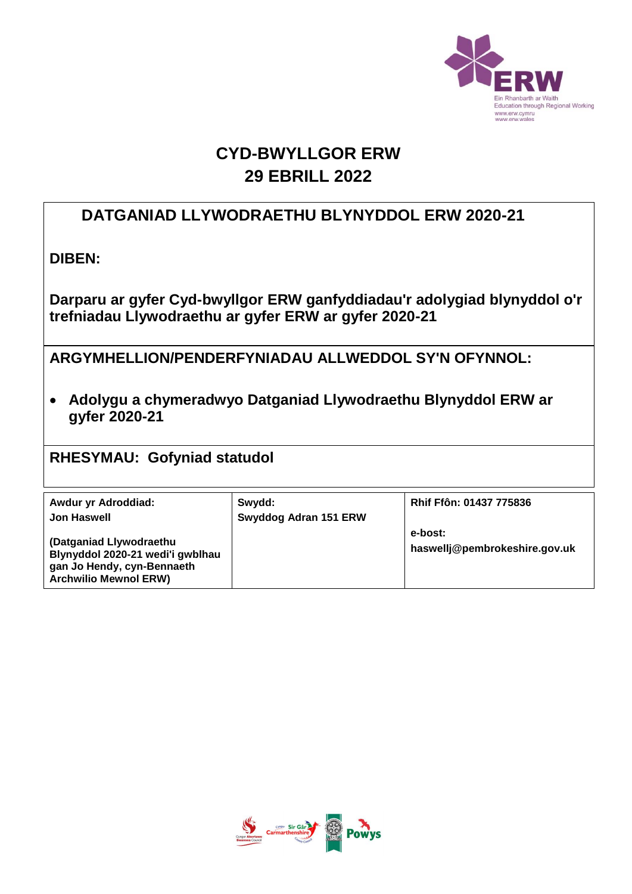# CYD-BWYLLGOR ERW
## 29 EBRILL 2022

## DATGANIAD LLYWODRAETHU BLYNYDDOL ERW 2020-21

**DIBEN:**

**Darparu ar gyfer Cyd-bwyllgor ERW ganfyddiadau'r adolygiad blynyddol o'r trefniadau Llywodraethu ar gyfer ERW ar gyfer 2020-21**

**ARGYMHELLION/PENDERFYNIADAU ALLWEDDOL SY'N OFYNNOL:**

- **Adolygu a chymeradwyo Datganiad Llywodraethu Blynyddol ERW ar gyfer 2020-21**

**RHESYMAU: Gofyniad statudol**

| Awdur yr Adroddiad: | Swydd: | Rhif Ffôn: 01437 775836 |
|---|---|---|
| **Jon Haswell**<br><br>**(Datganiad Llywodraethu Blynyddol 2020-21 wedi'i gwblhau gan Jo Hendy, cyn-Bennaeth Archwilio Mewnol ERW)** | **Swyddog Adran 151 ERW** | **e-bost:**<br>**haswellj@pembrokeshire.gov.uk** |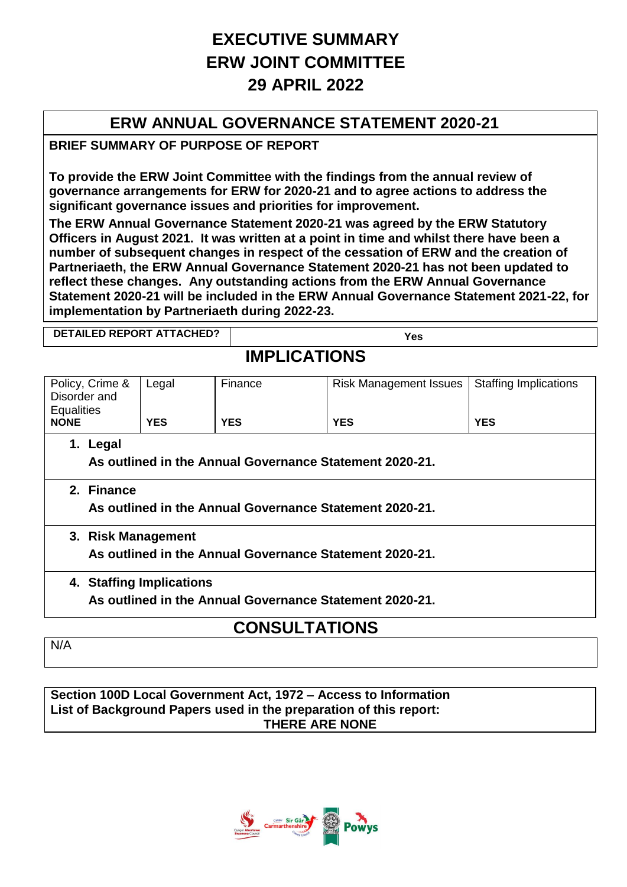# EXECUTIVE SUMMARY
# ERW JOINT COMMITTEE
# 29 APRIL 2022

## ERW ANNUAL GOVERNANCE STATEMENT 2020-21

**BRIEF SUMMARY OF PURPOSE OF REPORT**

**To provide the ERW Joint Committee with the findings from the annual review of governance arrangements for ERW for 2020-21 and to agree actions to address the significant governance issues and priorities for improvement.**

**The ERW Annual Governance Statement 2020-21 was agreed by the ERW Statutory Officers in August 2021. It was written at a point in time and whilst there have been a number of subsequent changes in respect of the cessation of ERW and the creation of Partneriaeth, the ERW Annual Governance Statement 2020-21 has not been updated to reflect these changes. Any outstanding actions from the ERW Annual Governance Statement 2020-21 will be included in the ERW Annual Governance Statement 2021-22, for implementation by Partneriaeth during 2022-23.**

| | |
|---|---|
| **DETAILED REPORT ATTACHED?** | **Yes** |

## IMPLICATIONS

| Policy, Crime & Disorder and Equalities | Legal | Finance | Risk Management Issues | Staffing Implications |
|---|---|---|---|---|
| **NONE** | **YES** | **YES** | **YES** | **YES** |

1. **Legal**

   **As outlined in the Annual Governance Statement 2020-21.**

2. **Finance**

   **As outlined in the Annual Governance Statement 2020-21.**

3. **Risk Management**

   **As outlined in the Annual Governance Statement 2020-21.**

4. **Staffing Implications**

   **As outlined in the Annual Governance Statement 2020-21.**

## CONSULTATIONS

N/A

**Section 100D Local Government Act, 1972 – Access to Information**
**List of Background Papers used in the preparation of this report:**
**THERE ARE NONE**